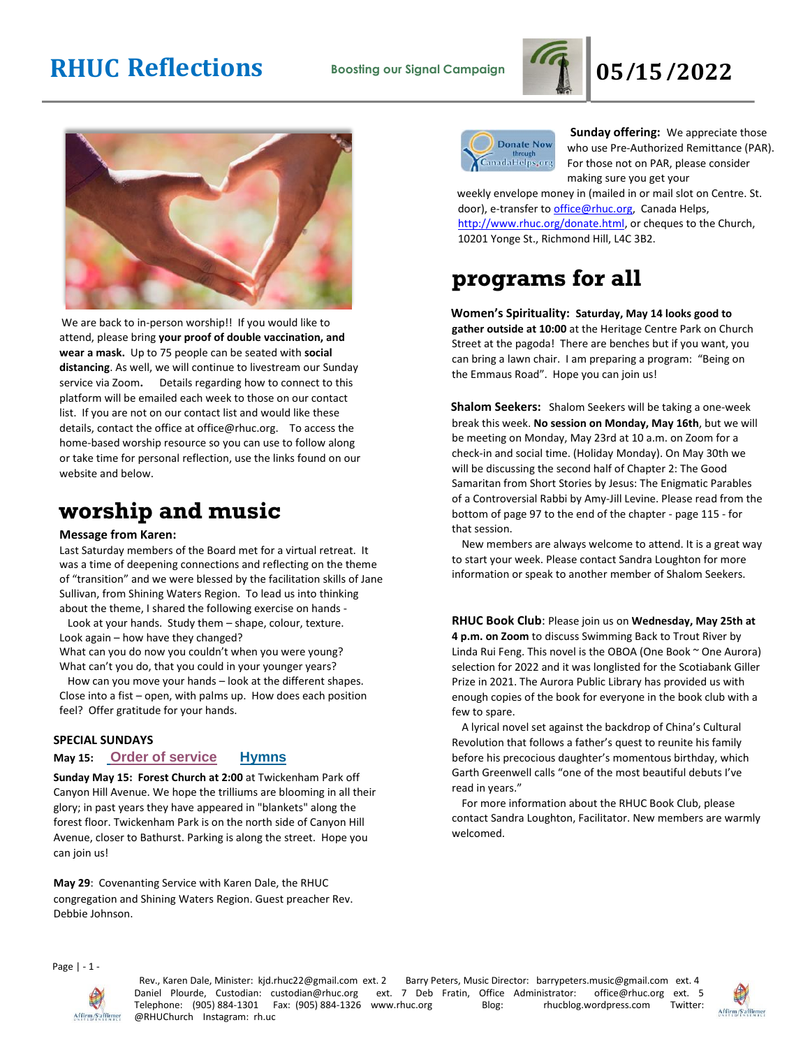# RHUC Reflections

**Boosting our Signal Campaign**

# 05/15/2022

We are back to in-person worship!! If you would like to attend, please bring **your proof of double vaccination, and wear a mask.** Up to 75 people can be seated with **social distancing**. As well, we will continue to livestream our Sunday service via Zoom**.** Details regarding how to connect to this platform will be emailed each week to those on our contact list. If you are not on our contact list and would like these details, contact the office at office@rhuc.org. To access the home-based worship resource so you can use to follow along or take time for personal reflection, use the links found on our website and below.

## worship and music

**Message from Karen:**

Last Saturday members of the Board met for a virtual retreat. It was a time of deepening connections and reflecting on the theme of "transition" and we were blessed by the facilitation skills of Jane Sullivan, from Shining Waters Region. To lead us into thinking about the theme, I shared the following exercise on hands -

Look at your hands. Study them – shape, colour, texture. Look again – how have they changed?
What can you do now you couldn't do when you were young?
What can't you do, that you could in your younger years?

How can you move your hands – look at the different shapes. Close into a fist – open, with palms up. How does each position feel? Offer gratitude for your hands.

**SPECIAL SUNDAYS**

**May 15:** Order of service Hymns

**Sunday May 15: Forest Church at 2:00** at Twickenham Park off Canyon Hill Avenue. We hope the trilliums are blooming in all their glory; in past years they have appeared in "blankets" along the forest floor. Twickenham Park is on the north side of Canyon Hill Avenue, closer to Bathurst. Parking is along the street. Hope you can join us!

**May 29**: Covenanting Service with Karen Dale, the RHUC congregation and Shining Waters Region. Guest preacher Rev. Debbie Johnson.

Donate Now through CanadaHelps.org

**Sunday offering:** We appreciate those who use Pre-Authorized Remittance (PAR). For those not on PAR, please consider making sure you get your weekly envelope money in (mailed in or mail slot on Centre. St. door), e-transfer to office@rhuc.org, Canada Helps, http://www.rhuc.org/donate.html, or cheques to the Church, 10201 Yonge St., Richmond Hill, L4C 3B2.

## programs for all

**Women's Spirituality: Saturday, May 14 looks good to gather outside at 10:00** at the Heritage Centre Park on Church Street at the pagoda! There are benches but if you want, you can bring a lawn chair. I am preparing a program: "Being on the Emmaus Road". Hope you can join us!

**Shalom Seekers:** Shalom Seekers will be taking a one-week break this week. **No session on Monday, May 16th**, but we will be meeting on Monday, May 23rd at 10 a.m. on Zoom for a check-in and social time. (Holiday Monday). On May 30th we will be discussing the second half of Chapter 2: The Good Samaritan from Short Stories by Jesus: The Enigmatic Parables of a Controversial Rabbi by Amy-Jill Levine. Please read from the bottom of page 97 to the end of the chapter - page 115 - for that session.

New members are always welcome to attend. It is a great way to start your week. Please contact Sandra Loughton for more information or speak to another member of Shalom Seekers.

**RHUC Book Club**: Please join us on **Wednesday, May 25th at 4 p.m. on Zoom** to discuss Swimming Back to Trout River by Linda Rui Feng. This novel is the OBOA (One Book ~ One Aurora) selection for 2022 and it was longlisted for the Scotiabank Giller Prize in 2021. The Aurora Public Library has provided us with enough copies of the book for everyone in the book club with a few to spare.

A lyrical novel set against the backdrop of China's Cultural Revolution that follows a father's quest to reunite his family before his precocious daughter's momentous birthday, which Garth Greenwell calls "one of the most beautiful debuts I've read in years."

For more information about the RHUC Book Club, please contact Sandra Loughton, Facilitator. New members are warmly welcomed.

Rev., Karen Dale, Minister: kjd.rhuc22@gmail.com ext. 2 Barry Peters, Music Director: barrypeters.music@gmail.com ext. 4
Daniel Plourde, Custodian: custodian@rhuc.org ext. 7 Deb Fratin, Office Administrator: office@rhuc.org ext. 5
Telephone: (905) 884-1301 Fax: (905) 884-1326 www.rhuc.org Blog: rhucblog.wordpress.com Twitter: @RHUChurch Instagram: rh.uc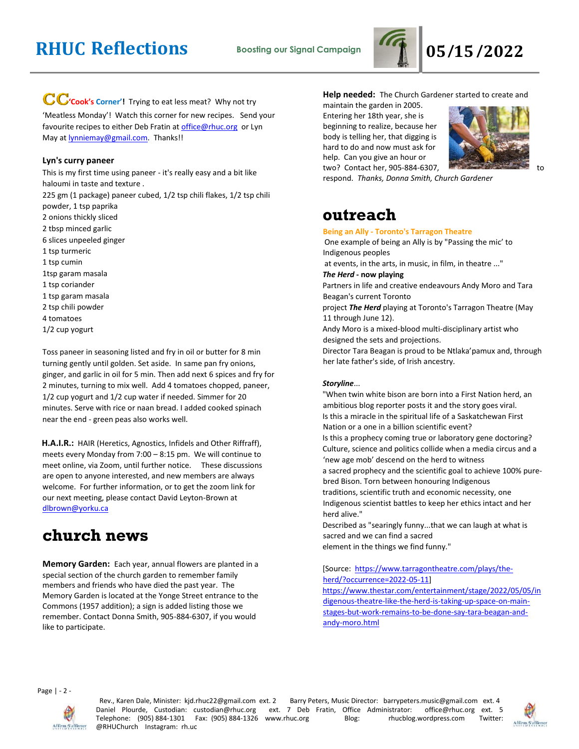**CC 'Cook's Corner'!** Trying to eat less meat? Why not try 'Meatless Monday'! Watch this corner for new recipes. Send your favourite recipes to either Deb Fratin at office@rhuc.org or Lyn May at lynniemay@gmail.com. Thanks!!

**Lyn's curry paneer**

This is my first time using paneer - it's really easy and a bit like haloumi in taste and texture .

225 gm (1 package) paneer cubed, 1/2 tsp chili flakes, 1/2 tsp chili powder, 1 tsp paprika
2 onions thickly sliced
2 tbsp minced garlic
6 slices unpeeled ginger
1 tsp turmeric
1 tsp cumin
1tsp garam masala
1 tsp coriander
1 tsp garam masala
2 tsp chili powder
4 tomatoes
1/2 cup yogurt

Toss paneer in seasoning listed and fry in oil or butter for 8 min turning gently until golden. Set aside. In same pan fry onions, ginger, and garlic in oil for 5 min. Then add next 6 spices and fry for 2 minutes, turning to mix well. Add 4 tomatoes chopped, paneer, 1/2 cup yogurt and 1/2 cup water if needed. Simmer for 20 minutes. Serve with rice or naan bread. I added cooked spinach near the end - green peas also works well.

**H.A.I.R.:** HAIR (Heretics, Agnostics, Infidels and Other Riffraff), meets every Monday from 7:00 – 8:15 pm. We will continue to meet online, via Zoom, until further notice. These discussions are open to anyone interested, and new members are always welcome. For further information, or to get the zoom link for our next meeting, please contact David Leyton-Brown at dlbrown@yorku.ca

# church news

**Memory Garden:** Each year, annual flowers are planted in a special section of the church garden to remember family members and friends who have died the past year. The Memory Garden is located at the Yonge Street entrance to the Commons (1957 addition); a sign is added listing those we remember. Contact Donna Smith, 905-884-6307, if you would like to participate.

**Help needed:** The Church Gardener started to create and maintain the garden in 2005. Entering her 18th year, she is beginning to realize, because her body is telling her, that digging is hard to do and now must ask for help. Can you give an hour or two? Contact her, 905-884-6307, to respond. *Thanks, Donna Smith, Church Gardener*

# outreach

**Being an Ally - Toronto's Tarragon Theatre**

One example of being an Ally is by "Passing the mic' to Indigenous peoples at events, in the arts, in music, in film, in theatre ..."

***The Herd* - now playing**

Partners in life and creative endeavours Andy Moro and Tara Beagan's current Toronto project ***The Herd*** playing at Toronto's Tarragon Theatre (May 11 through June 12).

Andy Moro is a mixed-blood multi-disciplinary artist who designed the sets and projections.

Director Tara Beagan is proud to be Ntlaka'pamux and, through her late father's side, of Irish ancestry.

***Storyline***...

"When twin white bison are born into a First Nation herd, an ambitious blog reporter posts it and the story goes viral. Is this a miracle in the spiritual life of a Saskatchewan First Nation or a one in a billion scientific event? Is this a prophecy coming true or laboratory gene doctoring? Culture, science and politics collide when a media circus and a 'new age mob' descend on the herd to witness a sacred prophecy and the scientific goal to achieve 100% pure-bred Bison. Torn between honouring Indigenous traditions, scientific truth and economic necessity, one Indigenous scientist battles to keep her ethics intact and her herd alive."

Described as "searingly funny...that we can laugh at what is sacred and we can find a sacred element in the things we find funny."

[Source: https://www.tarragontheatre.com/plays/the-herd/?occurrence=2022-05-11]
https://www.thestar.com/entertainment/stage/2022/05/05/indigenous-theatre-like-the-herd-is-taking-up-space-on-main-stages-but-work-remains-to-be-done-say-tara-beagan-and-andy-moro.html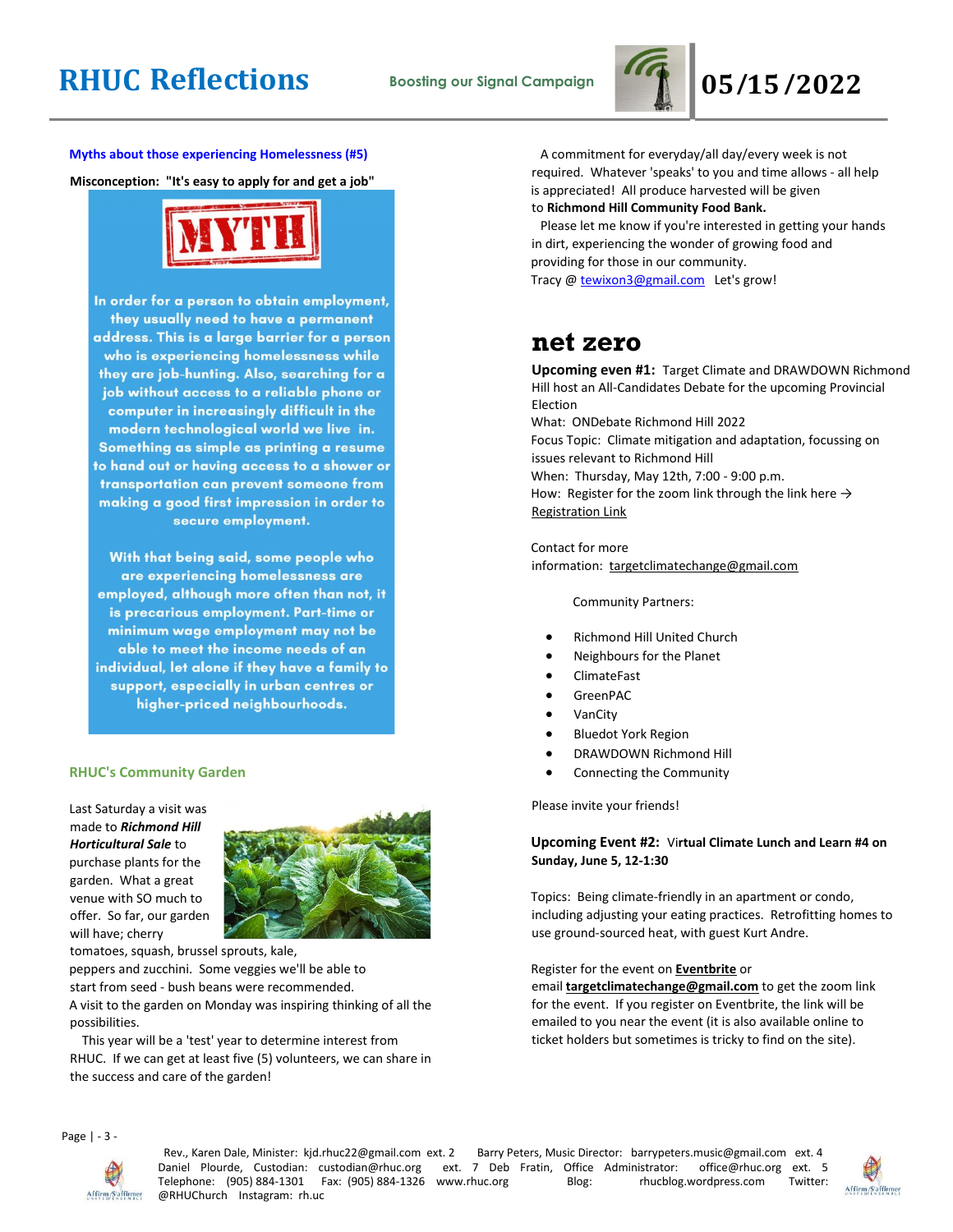# RHUC Reflections

**Boosting our Signal Campaign**

**05/15/2022**

### Myths about those experiencing Homelessness (#5)

**Misconception: "It's easy to apply for and get a job"**

**MYTH**

In order for a person to obtain employment, they usually need to have a permanent address. This is a large barrier for a person who is experiencing homelessness while they are job-hunting. Also, searching for a job without access to a reliable phone or computer in increasingly difficult in the modern technological world we live in. Something as simple as printing a resume to hand out or having access to a shower or transportation can prevent someone from making a good first impression in order to secure employment.

With that being said, some people who are experiencing homelessness are employed, although more often than not, it is precarious employment. Part-time or minimum wage employment may not be able to meet the income needs of an individual, let alone if they have a family to support, especially in urban centres or higher-priced neighbourhoods.

### RHUC's Community Garden

Last Saturday a visit was made to ***Richmond Hill Horticultural Sale*** to purchase plants for the garden. What a great venue with SO much to offer. So far, our garden will have; cherry tomatoes, squash, brussel sprouts, kale, peppers and zucchini. Some veggies we'll be able to start from seed - bush beans were recommended.
A visit to the garden on Monday was inspiring thinking of all the possibilities.

This year will be a 'test' year to determine interest from RHUC. If we can get at least five (5) volunteers, we can share in the success and care of the garden!

A commitment for everyday/all day/every week is not required. Whatever 'speaks' to you and time allows - all help is appreciated! All produce harvested will be given to **Richmond Hill Community Food Bank.**

Please let me know if you're interested in getting your hands in dirt, experiencing the wonder of growing food and providing for those in our community.
Tracy @ tewixon3@gmail.com Let's grow!

## net zero

**Upcoming even #1:** Target Climate and DRAWDOWN Richmond Hill host an All-Candidates Debate for the upcoming Provincial Election
What: ONDebate Richmond Hill 2022
Focus Topic: Climate mitigation and adaptation, focussing on issues relevant to Richmond Hill
When: Thursday, May 12th, 7:00 - 9:00 p.m.
How: Register for the zoom link through the link here → Registration Link

Contact for more information: targetclimatechange@gmail.com

Community Partners:

- Richmond Hill United Church
- Neighbours for the Planet
- ClimateFast
- GreenPAC
- VanCity
- Bluedot York Region
- DRAWDOWN Richmond Hill
- Connecting the Community

Please invite your friends!

**Upcoming Event #2:** **Virtual Climate Lunch and Learn #4 on Sunday, June 5, 12-1:30**

Topics: Being climate-friendly in an apartment or condo, including adjusting your eating practices. Retrofitting homes to use ground-sourced heat, with guest Kurt Andre.

Register for the event on **Eventbrite** or email **targetclimatechange@gmail.com** to get the zoom link for the event. If you register on Eventbrite, the link will be emailed to you near the event (it is also available online to ticket holders but sometimes is tricky to find on the site).

Rev., Karen Dale, Minister: kjd.rhuc22@gmail.com ext. 2 Barry Peters, Music Director: barrypeters.music@gmail.com ext. 4
Daniel Plourde, Custodian: custodian@rhuc.org ext. 7 Deb Fratin, Office Administrator: office@rhuc.org ext. 5
Telephone: (905) 884-1301 Fax: (905) 884-1326 www.rhuc.org Blog: rhucblog.wordpress.com Twitter: @RHUChurch Instagram: rh.uc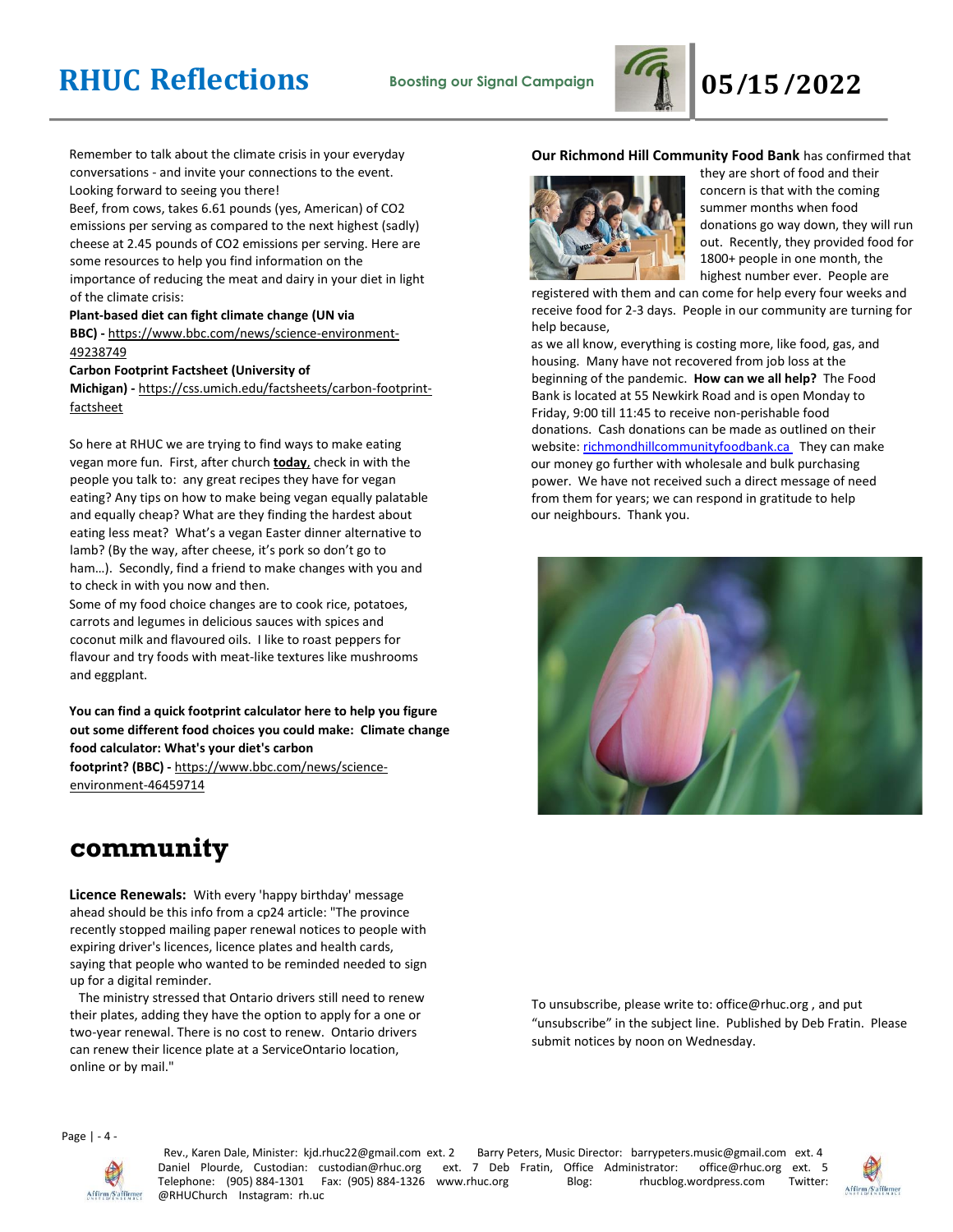Remember to talk about the climate crisis in your everyday conversations - and invite your connections to the event. Looking forward to seeing you there!

Beef, from cows, takes 6.61 pounds (yes, American) of $CO_2$ emissions per serving as compared to the next highest (sadly) cheese at 2.45 pounds of $CO_2$ emissions per serving. Here are some resources to help you find information on the importance of reducing the meat and dairy in your diet in light of the climate crisis:

**Plant-based diet can fight climate change (UN via BBC) -** https://www.bbc.com/news/science-environment-49238749

**Carbon Footprint Factsheet (University of Michigan) -** https://css.umich.edu/factsheets/carbon-footprint-factsheet

So here at RHUC we are trying to find ways to make eating vegan more fun. First, after church **today**, check in with the people you talk to: any great recipes they have for vegan eating? Any tips on how to make being vegan equally palatable and equally cheap? What are they finding the hardest about eating less meat? What's a vegan Easter dinner alternative to lamb? (By the way, after cheese, it's pork so don't go to ham…). Secondly, find a friend to make changes with you and to check in with you now and then.

Some of my food choice changes are to cook rice, potatoes, carrots and legumes in delicious sauces with spices and coconut milk and flavoured oils. I like to roast peppers for flavour and try foods with meat-like textures like mushrooms and eggplant.

**You can find a quick footprint calculator here to help you figure out some different food choices you could make: Climate change food calculator: What's your diet's carbon footprint? (BBC) -** https://www.bbc.com/news/science-environment-46459714

# community

**Licence Renewals:** With every 'happy birthday' message ahead should be this info from a cp24 article: "The province recently stopped mailing paper renewal notices to people with expiring driver's licences, licence plates and health cards, saying that people who wanted to be reminded needed to sign up for a digital reminder.

The ministry stressed that Ontario drivers still need to renew their plates, adding they have the option to apply for a one or two-year renewal. There is no cost to renew. Ontario drivers can renew their licence plate at a ServiceOntario location, online or by mail."

**Our Richmond Hill Community Food Bank** has confirmed that they are short of food and their concern is that with the coming summer months when food donations go way down, they will run out. Recently, they provided food for 1800+ people in one month, the highest number ever. People are registered with them and can come for help every four weeks and receive food for 2-3 days. People in our community are turning for help because, as we all know, everything is costing more, like food, gas, and housing. Many have not recovered from job loss at the beginning of the pandemic. **How can we all help?** The Food Bank is located at 55 Newkirk Road and is open Monday to Friday, 9:00 till 11:45 to receive non-perishable food donations. Cash donations can be made as outlined on their website: richmondhillcommunityfoodbank.ca They can make our money go further with wholesale and bulk purchasing power. We have not received such a direct message of need from them for years; we can respond in gratitude to help our neighbours. Thank you.

To unsubscribe, please write to: office@rhuc.org , and put "unsubscribe" in the subject line. Published by Deb Fratin. Please submit notices by noon on Wednesday.